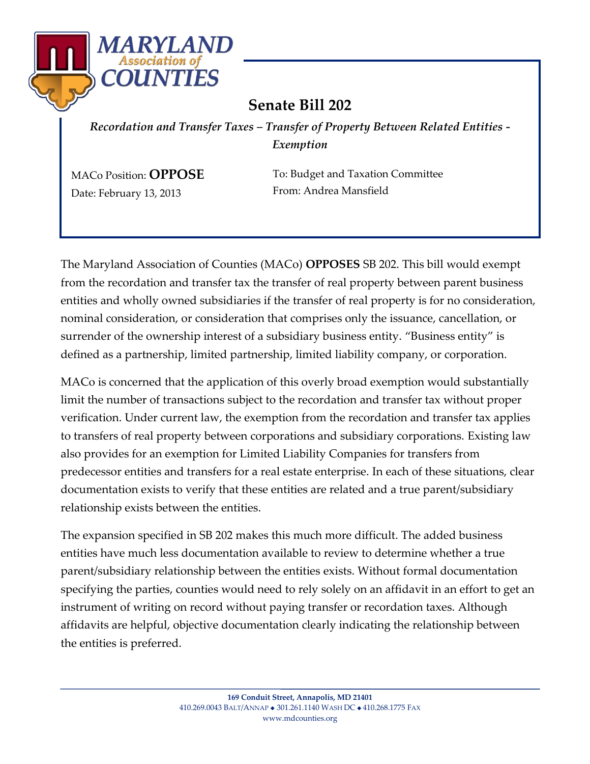# Senate Bill 202

*Recordation and Transfer Taxes – Transfer of Property Between Related Entities - Exemption*

MACo Position: **OPPOSE**

Date: February 13, 2013

To: Budget and Taxation Committee

From: Andrea Mansfield

The Maryland Association of Counties (MACo) **OPPOSES** SB 202. This bill would exempt from the recordation and transfer tax the transfer of real property between parent business entities and wholly owned subsidiaries if the transfer of real property is for no consideration, nominal consideration, or consideration that comprises only the issuance, cancellation, or surrender of the ownership interest of a subsidiary business entity. "Business entity" is defined as a partnership, limited partnership, limited liability company, or corporation.

MACo is concerned that the application of this overly broad exemption would substantially limit the number of transactions subject to the recordation and transfer tax without proper verification. Under current law, the exemption from the recordation and transfer tax applies to transfers of real property between corporations and subsidiary corporations. Existing law also provides for an exemption for Limited Liability Companies for transfers from predecessor entities and transfers for a real estate enterprise. In each of these situations, clear documentation exists to verify that these entities are related and a true parent/subsidiary relationship exists between the entities.

The expansion specified in SB 202 makes this much more difficult. The added business entities have much less documentation available to review to determine whether a true parent/subsidiary relationship between the entities exists. Without formal documentation specifying the parties, counties would need to rely solely on an affidavit in an effort to get an instrument of writing on record without paying transfer or recordation taxes. Although affidavits are helpful, objective documentation clearly indicating the relationship between the entities is preferred.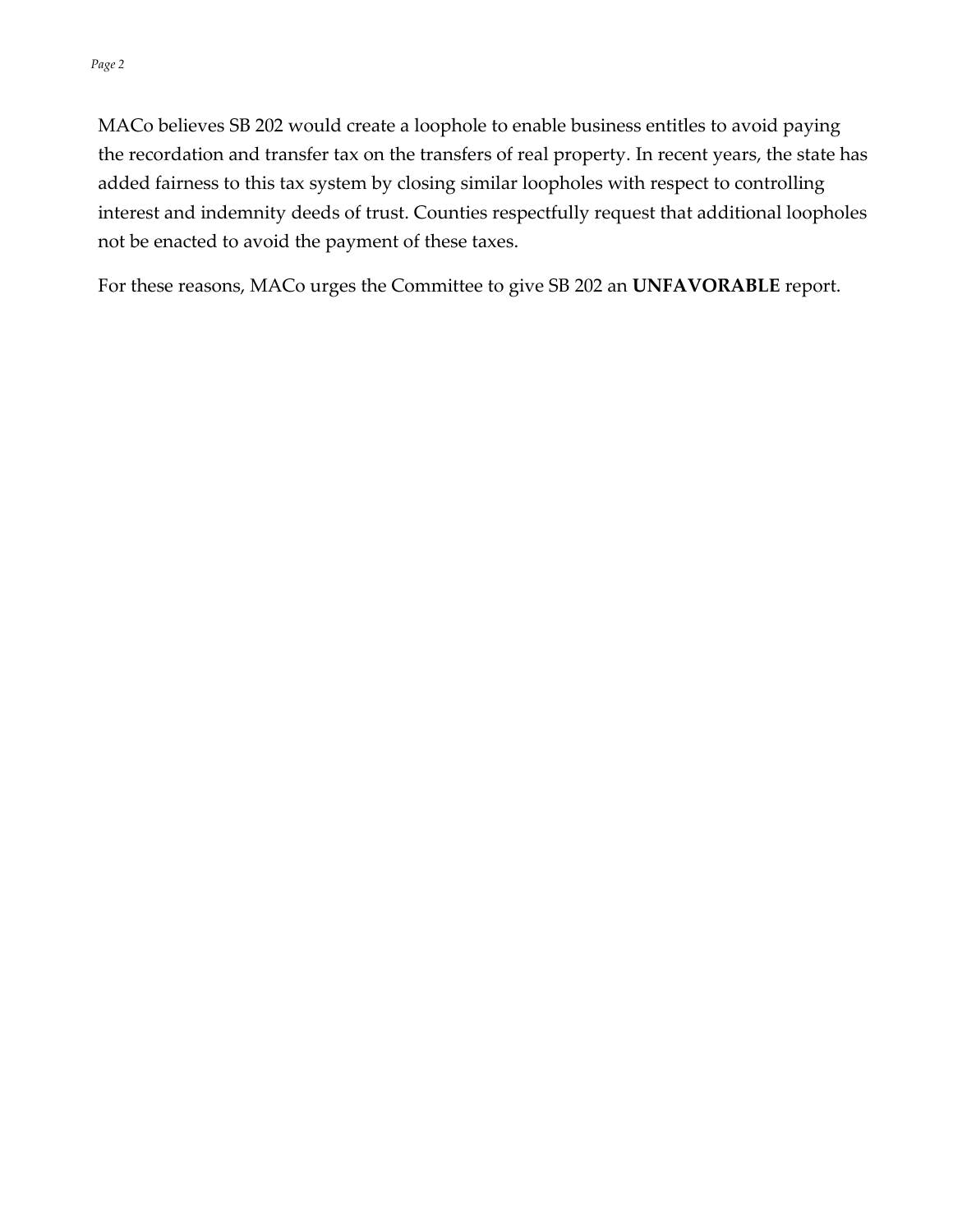MACo believes SB 202 would create a loophole to enable business entitles to avoid paying the recordation and transfer tax on the transfers of real property. In recent years, the state has added fairness to this tax system by closing similar loopholes with respect to controlling interest and indemnity deeds of trust. Counties respectfully request that additional loopholes not be enacted to avoid the payment of these taxes.

For these reasons, MACo urges the Committee to give SB 202 an **UNFAVORABLE** report.